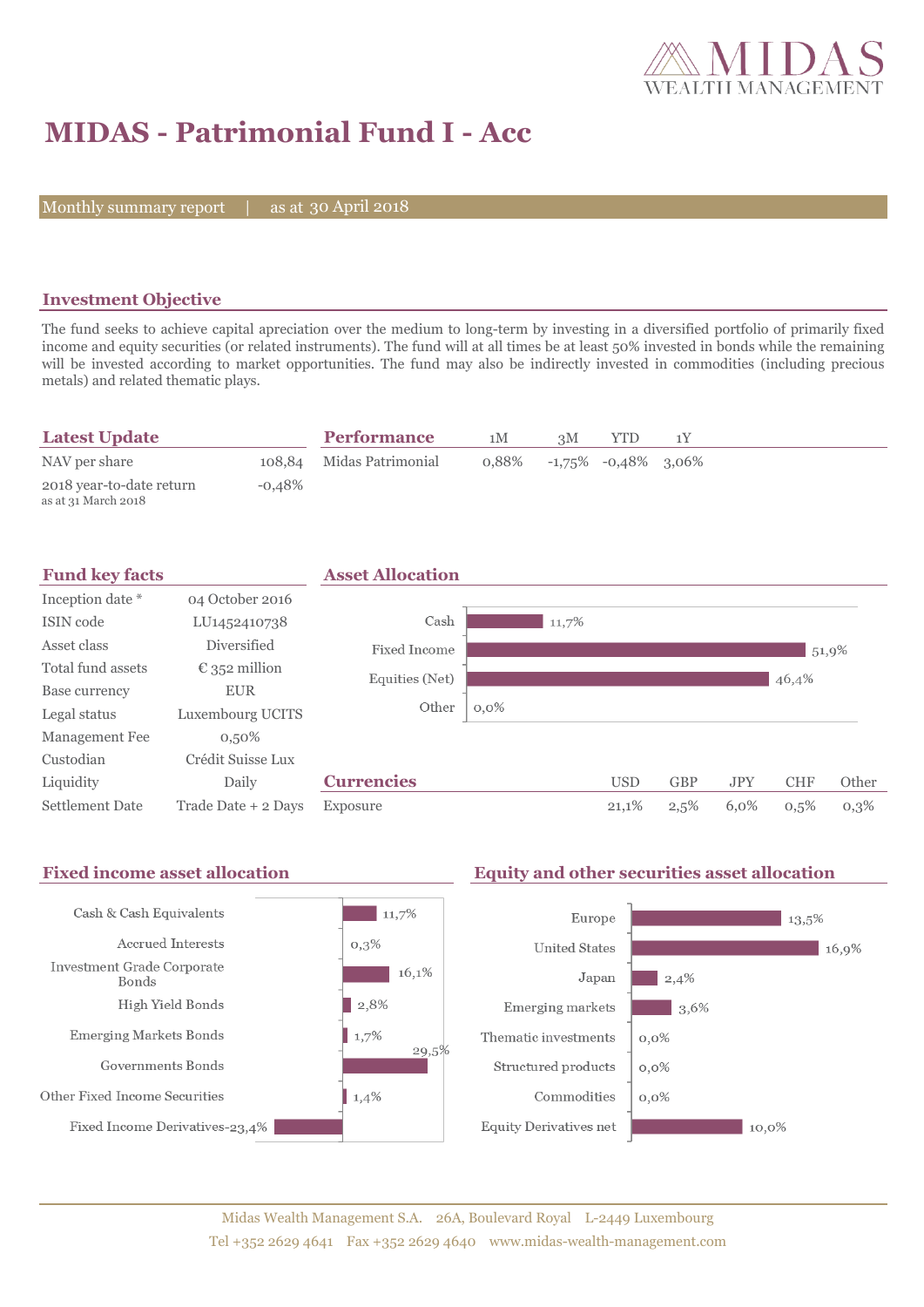MIDAS WEALTH MANAGEMENT

# MIDAS - Patrimonial Fund I - Acc

Monthly summary report | as at 30 April 2018

## Investment Objective

The fund seeks to achieve capital apreciation over the medium to long-term by investing in a diversified portfolio of primarily fixed income and equity securities (or related instruments). The fund will at all times be at least 50% invested in bonds while the remaining will be invested according to market opportunities. The fund may also be indirectly invested in commodities (including precious metals) and related thematic plays.

## Latest Update

| | |
|---|---|
| NAV per share | 108,84 |
| 2018 year-to-date return<br>as at 31 March 2018 | -0,48% |

## Performance

| | 1M | 3M | YTD | 1Y |
|---|---|---|---|---|
| Midas Patrimonial | 0,88% | -1,75% | -0,48% | 3,06% |

## Fund key facts

| | |
|---|---|
| Inception date * | 04 October 2016 |
| ISIN code | LU1452410738 |
| Asset class | Diversified |
| Total fund assets | € 352 million |
| Base currency | EUR |
| Legal status | Luxembourg UCITS |
| Management Fee | 0,50% |
| Custodian | Crédit Suisse Lux |
| Liquidity | Daily |
| Settlement Date | Trade Date + 2 Days |

## Asset Allocation

| | |
|---|---|
| Cash | 11,7% |
| Fixed Income | 51,9% |
| Equities (Net) | 46,4% |
| Other | 0,0% |

## Currencies

| | USD | GBP | JPY | CHF | Other |
|---|---|---|---|---|---|
| Exposure | 21,1% | 2,5% | 6,0% | 0,5% | 0,3% |

## Fixed income asset allocation

| | |
|---|---|
| Cash & Cash Equivalents | 11,7% |
| Accrued Interests | 0,3% |
| Investment Grade Corporate Bonds | 16,1% |
| High Yield Bonds | 2,8% |
| Emerging Markets Bonds | 1,7% |
| Governments Bonds | 29,5% |
| Other Fixed Income Securities | 1,4% |
| Fixed Income Derivatives | -23,4% |

## Equity and other securities asset allocation

| | |
|---|---|
| Europe | 13,5% |
| United States | 16,9% |
| Japan | 2,4% |
| Emerging markets | 3,6% |
| Thematic investments | 0,0% |
| Structured products | 0,0% |
| Commodities | 0,0% |
| Equity Derivatives net | 10,0% |

Midas Wealth Management S.A. 26A, Boulevard Royal L-2449 Luxembourg
Tel +352 2629 4641 Fax +352 2629 4640 www.midas-wealth-management.com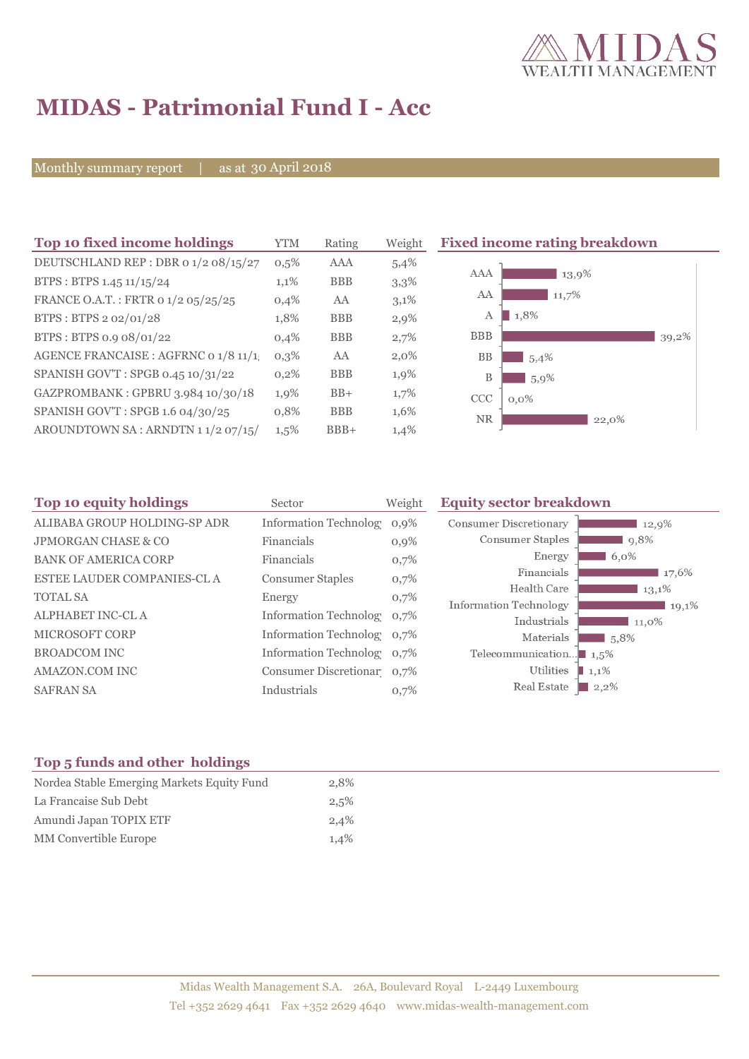# MIDAS - Patrimonial Fund I - Acc

Monthly summary report | as at 30 April 2018

## Top 10 fixed income holdings

| Top 10 fixed income holdings | YTM | Rating | Weight |
|---|---|---|---|
| DEUTSCHLAND REP : DBR 0 1/2 08/15/27 | 0,5% | AAA | 5,4% |
| BTPS : BTPS 1.45 11/15/24 | 1,1% | BBB | 3,3% |
| FRANCE O.A.T. : FRTR 0 1/2 05/25/25 | 0,4% | AA | 3,1% |
| BTPS : BTPS 2 02/01/28 | 1,8% | BBB | 2,9% |
| BTPS : BTPS 0.9 08/01/22 | 0,4% | BBB | 2,7% |
| AGENCE FRANCAISE : AGFRNC 0 1/8 11/1 | 0,3% | AA | 2,0% |
| SPANISH GOV'T : SPGB 0.45 10/31/22 | 0,2% | BBB | 1,9% |
| GAZPROMBANK : GPBRU 3.984 10/30/18 | 1,9% | BB+ | 1,7% |
| SPANISH GOV'T : SPGB 1.6 04/30/25 | 0,8% | BBB | 1,6% |
| AROUNDTOWN SA : ARNDTN 1 1/2 07/15/ | 1,5% | BBB+ | 1,4% |

## Fixed income rating breakdown

| Rating | Weight |
|---|---|
| AAA | 13,9% |
| AA | 11,7% |
| A | 1,8% |
| BBB | 39,2% |
| BB | 5,4% |
| B | 5,9% |
| CCC | 0,0% |
| NR | 22,0% |

## Top 10 equity holdings

| Top 10 equity holdings | Sector | Weight |
|---|---|---|
| ALIBABA GROUP HOLDING-SP ADR | Information Technolog | 0,9% |
| JPMORGAN CHASE & CO | Financials | 0,9% |
| BANK OF AMERICA CORP | Financials | 0,7% |
| ESTEE LAUDER COMPANIES-CL A | Consumer Staples | 0,7% |
| TOTAL SA | Energy | 0,7% |
| ALPHABET INC-CL A | Information Technolog | 0,7% |
| MICROSOFT CORP | Information Technolog | 0,7% |
| BROADCOM INC | Information Technolog | 0,7% |
| AMAZON.COM INC | Consumer Discretionar | 0,7% |
| SAFRAN SA | Industrials | 0,7% |

## Equity sector breakdown

| Sector | Weight |
|---|---|
| Consumer Discretionary | 12,9% |
| Consumer Staples | 9,8% |
| Energy | 6,0% |
| Financials | 17,6% |
| Health Care | 13,1% |
| Information Technology | 19,1% |
| Industrials | 11,0% |
| Materials | 5,8% |
| Telecommunication... | 1,5% |
| Utilities | 1,1% |
| Real Estate | 2,2% |

## Top 5 funds and other holdings

| Top 5 funds and other holdings | |
|---|---|
| Nordea Stable Emerging Markets Equity Fund | 2,8% |
| La Francaise Sub Debt | 2,5% |
| Amundi Japan TOPIX ETF | 2,4% |
| MM Convertible Europe | 1,4% |

Midas Wealth Management S.A. 26A, Boulevard Royal L-2449 Luxembourg
Tel +352 2629 4641 Fax +352 2629 4640 www.midas-wealth-management.com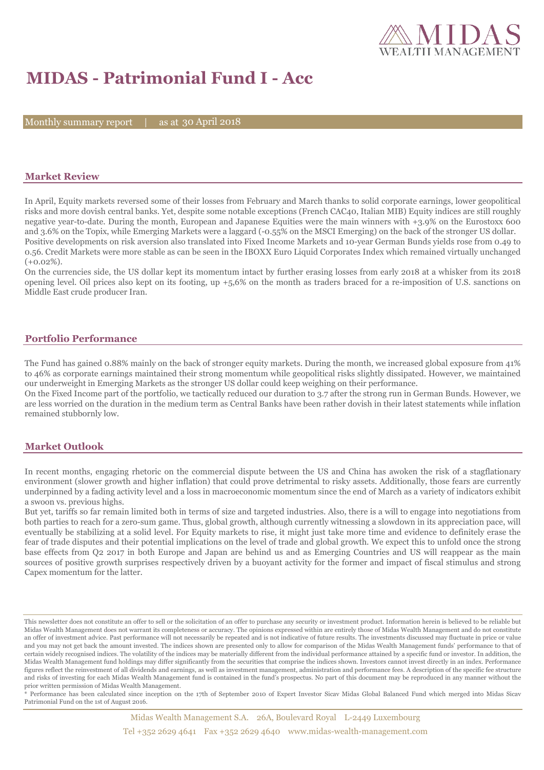# MIDAS - Patrimonial Fund I - Acc

Monthly summary report | as at 30 April 2018

## Market Review

In April, Equity markets reversed some of their losses from February and March thanks to solid corporate earnings, lower geopolitical risks and more dovish central banks. Yet, despite some notable exceptions (French CAC40, Italian MIB) Equity indices are still roughly negative year-to-date. During the month, European and Japanese Equities were the main winners with +3.9% on the Eurostoxx 600 and 3.6% on the Topix, while Emerging Markets were a laggard (-0.55% on the MSCI Emerging) on the back of the stronger US dollar. Positive developments on risk aversion also translated into Fixed Income Markets and 10-year German Bunds yields rose from 0.49 to 0.56. Credit Markets were more stable as can be seen in the IBOXX Euro Liquid Corporates Index which remained virtually unchanged (+0.02%).

On the currencies side, the US dollar kept its momentum intact by further erasing losses from early 2018 at a whisker from its 2018 opening level. Oil prices also kept on its footing, up +5,6% on the month as traders braced for a re-imposition of U.S. sanctions on Middle East crude producer Iran.

## Portfolio Performance

The Fund has gained 0.88% mainly on the back of stronger equity markets. During the month, we increased global exposure from 41% to 46% as corporate earnings maintained their strong momentum while geopolitical risks slightly dissipated. However, we maintained our underweight in Emerging Markets as the stronger US dollar could keep weighing on their performance.

On the Fixed Income part of the portfolio, we tactically reduced our duration to 3.7 after the strong run in German Bunds. However, we are less worried on the duration in the medium term as Central Banks have been rather dovish in their latest statements while inflation remained stubbornly low.

## Market Outlook

In recent months, engaging rhetoric on the commercial dispute between the US and China has awoken the risk of a stagflationary environment (slower growth and higher inflation) that could prove detrimental to risky assets. Additionally, those fears are currently underpinned by a fading activity level and a loss in macroeconomic momentum since the end of March as a variety of indicators exhibit a swoon vs. previous highs.

But yet, tariffs so far remain limited both in terms of size and targeted industries. Also, there is a will to engage into negotiations from both parties to reach for a zero-sum game. Thus, global growth, although currently witnessing a slowdown in its appreciation pace, will eventually be stabilizing at a solid level. For Equity markets to rise, it might just take more time and evidence to definitely erase the fear of trade disputes and their potential implications on the level of trade and global growth. We expect this to unfold once the strong base effects from Q2 2017 in both Europe and Japan are behind us and as Emerging Countries and US will reappear as the main sources of positive growth surprises respectively driven by a buoyant activity for the former and impact of fiscal stimulus and strong Capex momentum for the latter.

This newsletter does not constitute an offer to sell or the solicitation of an offer to purchase any security or investment product. Information herein is believed to be reliable but Midas Wealth Management does not warrant its completeness or accuracy. The opinions expressed within are entirely those of Midas Wealth Management and do not constitute an offer of investment advice. Past performance will not necessarily be repeated and is not indicative of future results. The investments discussed may fluctuate in price or value and you may not get back the amount invested. The indices shown are presented only to allow for comparison of the Midas Wealth Management funds' performance to that of certain widely recognised indices. The volatility of the indices may be materially different from the individual performance attained by a specific fund or investor. In addition, the Midas Wealth Management fund holdings may differ significantly from the securities that comprise the indices shown. Investors cannot invest directly in an index. Performance figures reflect the reinvestment of all dividends and earnings, as well as investment management, administration and performance fees. A description of the specific fee structure and risks of investing for each Midas Wealth Management fund is contained in the fund's prospectus. No part of this document may be reproduced in any manner without the prior written permission of Midas Wealth Management.

\* Performance has been calculated since inception on the 17th of September 2010 of Expert Investor Sicav Midas Global Balanced Fund which merged into Midas Sicav Patrimonial Fund on the 1st of August 2016.

Midas Wealth Management S.A. 26A, Boulevard Royal L-2449 Luxembourg

Tel +352 2629 4641 Fax +352 2629 4640 www.midas-wealth-management.com